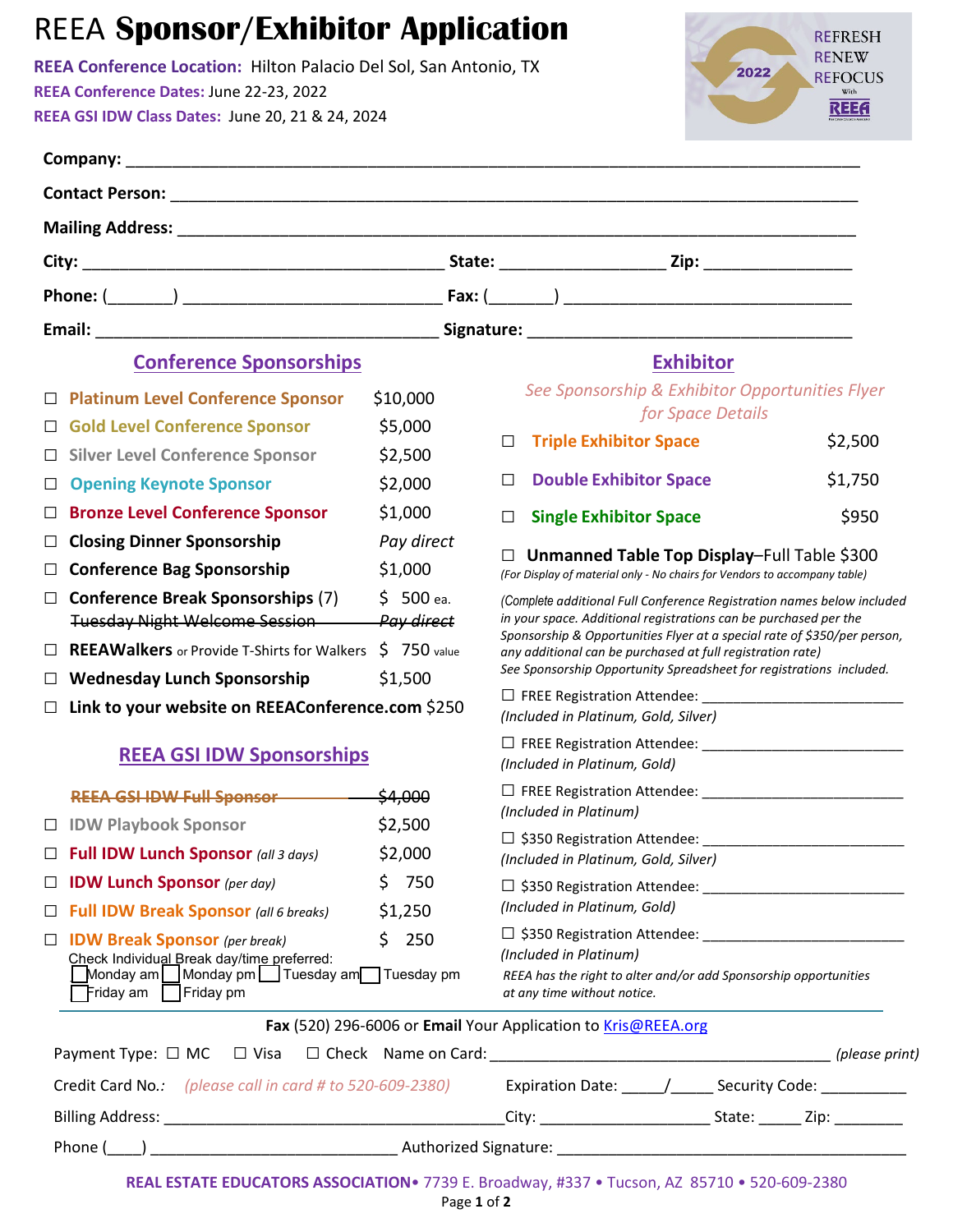# REEA **Sponsor/Exhibitor Application**

**REEA Conference Location:** Hilton Palacio Del Sol, San Antonio, TX
**REEA Conference Dates:** June 22-23, 2022
**REEA GSI IDW Class Dates:** June 20, 21 & 24, 2024

REFRESH RENEW REFOCUS With REEA 2022

**Company:** ______________________________

**Contact Person:** ______________________________

**Mailing Address:** ______________________________

**City:** ____________________ **State:** __________ **Zip:** __________

**Phone:** (_______) ____________________ **Fax:** (_______) ____________________

**Email:** ____________________ **Signature:** ____________________

## Conference Sponsorships

- ☐ **Platinum Level Conference Sponsor** $10,000
- ☐ **Gold Level Conference Sponsor** $5,000
- ☐ **Silver Level Conference Sponsor** $2,500
- ☐ **Opening Keynote Sponsor** $2,000
- ☐ **Bronze Level Conference Sponsor** $1,000
- ☐ **Closing Dinner Sponsorship** *Pay direct*
- ☐ **Conference Bag Sponsorship** $1,000
- ☐ **Conference Break Sponsorships (7)** $ 500 ea.
- ~~Tuesday Night Welcome Session~~ ~~*Pay direct*~~
- ☐ **REEAWalkers** or Provide T-Shirts for Walkers $ 750 value
- ☐ **Wednesday Lunch Sponsorship** $1,500
- ☐ **Link to your website on REEAConference.com** $250

## REEA GSI IDW Sponsorships

- ~~**REEA GSI IDW Full Sponsor**~~ ~~$4,000~~
- ☐ **IDW Playbook Sponsor** $2,500
- ☐ **Full IDW Lunch Sponsor** *(all 3 days)* $2,000
- ☐ **IDW Lunch Sponsor** *(per day)* $ 750
- ☐ **Full IDW Break Sponsor** *(all 6 breaks)* $1,250
- ☐ **IDW Break Sponsor** *(per break)* $ 250

Check Individual Break day/time preferred:
☐ Monday am ☐ Monday pm ☐ Tuesday am ☐ Tuesday pm
☐ Friday am ☐ Friday pm

## Exhibitor

*See Sponsorship & Exhibitor Opportunities Flyer for Space Details*

- ☐ **Triple Exhibitor Space** $2,500
- ☐ **Double Exhibitor Space** $1,750
- ☐ **Single Exhibitor Space** $950
- ☐ **Unmanned Table Top Display**–Full Table $300
*(For Display of material only - No chairs for Vendors to accompany table)*

*(Complete additional Full Conference Registration names below included in your space. Additional registrations can be purchased per the Sponsorship & Opportunities Flyer at a special rate of $350/per person, any additional can be purchased at full registration rate)*
*See Sponsorship Opportunity Spreadsheet for registrations included.*

☐ FREE Registration Attendee: ____________________
*(Included in Platinum, Gold, Silver)*

☐ FREE Registration Attendee: ____________________
*(Included in Platinum, Gold)*

☐ FREE Registration Attendee: ____________________
*(Included in Platinum)*

☐ $350 Registration Attendee: ____________________
*(Included in Platinum, Gold, Silver)*

☐ $350 Registration Attendee: ____________________
*(Included in Platinum, Gold)*

☐ $350 Registration Attendee: ____________________
*(Included in Platinum)*

*REEA has the right to alter and/or add Sponsorship opportunities at any time without notice.*

---

**Fax** (520) 296-6006 or **Email** Your Application to Kris@REEA.org

Payment Type: ☐ MC ☐ Visa ☐ Check Name on Card: ____________________ *(please print)*

Credit Card No.: *(please call in card # to 520-609-2380)* Expiration Date: _____/_____ Security Code: __________

Billing Address: ____________________ City: __________ State: _____ Zip: ________

Phone (____) ____________________ Authorized Signature: ____________________

**REAL ESTATE EDUCATORS ASSOCIATION**• 7739 E. Broadway, #337 • Tucson, AZ 85710 • 520-609-2380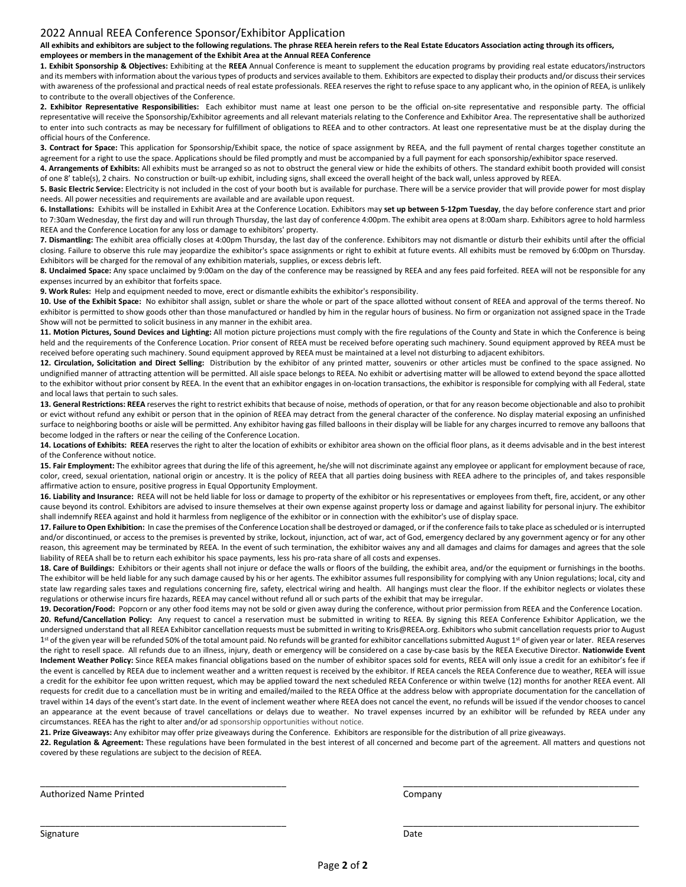## 2022 Annual REEA Conference Sponsor/Exhibitor Application

**All exhibits and exhibitors are subject to the following regulations. The phrase REEA herein refers to the Real Estate Educators Association acting through its officers, employees or members in the management of the Exhibit Area at the Annual REEA Conference**

**1. Exhibit Sponsorship & Objectives:** Exhibiting at the **REEA** Annual Conference is meant to supplement the education programs by providing real estate educators/instructors and its members with information about the various types of products and services available to them. Exhibitors are expected to display their products and/or discuss their services with awareness of the professional and practical needs of real estate professionals. REEA reserves the right to refuse space to any applicant who, in the opinion of REEA, is unlikely to contribute to the overall objectives of the Conference.

**2. Exhibitor Representative Responsibilities:** Each exhibitor must name at least one person to be the official on-site representative and responsible party. The official representative will receive the Sponsorship/Exhibitor agreements and all relevant materials relating to the Conference and Exhibitor Area. The representative shall be authorized to enter into such contracts as may be necessary for fulfillment of obligations to REEA and to other contractors. At least one representative must be at the display during the official hours of the Conference.

**3. Contract for Space:** This application for Sponsorship/Exhibit space, the notice of space assignment by REEA, and the full payment of rental charges together constitute an agreement for a right to use the space. Applications should be filed promptly and must be accompanied by a full payment for each sponsorship/exhibitor space reserved.

**4. Arrangements of Exhibits:** All exhibits must be arranged so as not to obstruct the general view or hide the exhibits of others. The standard exhibit booth provided will consist of one 8' table(s), 2 chairs. No construction or built-up exhibit, including signs, shall exceed the overall height of the back wall, unless approved by REEA.

**5. Basic Electric Service:** Electricity is not included in the cost of your booth but is available for purchase. There will be a service provider that will provide power for most display needs. All power necessities and requirements are available and are available upon request.

**6. Installations:** Exhibits will be installed in Exhibit Area at the Conference Location. Exhibitors may **set up between 5-12pm Tuesday**, the day before conference start and prior to 7:30am Wednesday, the first day and will run through Thursday, the last day of conference 4:00pm. The exhibit area opens at 8:00am sharp. Exhibitors agree to hold harmless REEA and the Conference Location for any loss or damage to exhibitors' property.

**7. Dismantling:** The exhibit area officially closes at 4:00pm Thursday, the last day of the conference. Exhibitors may not dismantle or disturb their exhibits until after the official closing. Failure to observe this rule may jeopardize the exhibitor's space assignments or right to exhibit at future events. All exhibits must be removed by 6:00pm on Thursday. Exhibitors will be charged for the removal of any exhibition materials, supplies, or excess debris left.

**8. Unclaimed Space:** Any space unclaimed by 9:00am on the day of the conference may be reassigned by REEA and any fees paid forfeited. REEA will not be responsible for any expenses incurred by an exhibitor that forfeits space.

**9. Work Rules:** Help and equipment needed to move, erect or dismantle exhibits the exhibitor's responsibility.

**10. Use of the Exhibit Space:** No exhibitor shall assign, sublet or share the whole or part of the space allotted without consent of REEA and approval of the terms thereof. No exhibitor is permitted to show goods other than those manufactured or handled by him in the regular hours of business. No firm or organization not assigned space in the Trade Show will not be permitted to solicit business in any manner in the exhibit area.

**11. Motion Pictures, Sound Devices and Lighting:** All motion picture projections must comply with the fire regulations of the County and State in which the Conference is being held and the requirements of the Conference Location. Prior consent of REEA must be received before operating such machinery. Sound equipment approved by REEA must be received before operating such machinery. Sound equipment approved by REEA must be maintained at a level not disturbing to adjacent exhibitors.

**12. Circulation, Solicitation and Direct Selling:** Distribution by the exhibitor of any printed matter, souvenirs or other articles must be confined to the space assigned. No undignified manner of attracting attention will be permitted. All aisle space belongs to REEA. No exhibit or advertising matter will be allowed to extend beyond the space allotted to the exhibitor without prior consent by REEA. In the event that an exhibitor engages in on-location transactions, the exhibitor is responsible for complying with all Federal, state and local laws that pertain to such sales.

**13. General Restrictions: REEA** reserves the right to restrict exhibits that because of noise, methods of operation, or that for any reason become objectionable and also to prohibit or evict without refund any exhibit or person that in the opinion of REEA may detract from the general character of the conference. No display material exposing an unfinished surface to neighboring booths or aisle will be permitted. Any exhibitor having gas filled balloons in their display will be liable for any charges incurred to remove any balloons that become lodged in the rafters or near the ceiling of the Conference Location.

**14. Locations of Exhibits: REEA** reserves the right to alter the location of exhibits or exhibitor area shown on the official floor plans, as it deems advisable and in the best interest of the Conference without notice.

**15. Fair Employment:** The exhibitor agrees that during the life of this agreement, he/she will not discriminate against any employee or applicant for employment because of race, color, creed, sexual orientation, national origin or ancestry. It is the policy of REEA that all parties doing business with REEA adhere to the principles of, and takes responsible affirmative action to ensure, positive progress in Equal Opportunity Employment.

**16. Liability and Insurance:** REEA will not be held liable for loss or damage to property of the exhibitor or his representatives or employees from theft, fire, accident, or any other cause beyond its control. Exhibitors are advised to insure themselves at their own expense against property loss or damage and against liability for personal injury. The exhibitor shall indemnify REEA against and hold it harmless from negligence of the exhibitor or in connection with the exhibitor's use of display space.

**17. Failure to Open Exhibition:** In case the premises of the Conference Location shall be destroyed or damaged, or if the conference fails to take place as scheduled or is interrupted and/or discontinued, or access to the premises is prevented by strike, lockout, injunction, act of war, act of God, emergency declared by any government agency or for any other reason, this agreement may be terminated by REEA. In the event of such termination, the exhibitor waives any and all damages and claims for damages and agrees that the sole liability of REEA shall be to return each exhibitor his space payments, less his pro-rata share of all costs and expenses.

**18. Care of Buildings:** Exhibitors or their agents shall not injure or deface the walls or floors of the building, the exhibit area, and/or the equipment or furnishings in the booths. The exhibitor will be held liable for any such damage caused by his or her agents. The exhibitor assumes full responsibility for complying with any Union regulations; local, city and state law regarding sales taxes and regulations concerning fire, safety, electrical wiring and health. All hangings must clear the floor. If the exhibitor neglects or violates these regulations or otherwise incurs fire hazards, REEA may cancel without refund all or such parts of the exhibit that may be irregular.

**19. Decoration/Food:** Popcorn or any other food items may not be sold or given away during the conference, without prior permission from REEA and the Conference Location.

**20. Refund/Cancellation Policy:** Any request to cancel a reservation must be submitted in writing to REEA. By signing this REEA Conference Exhibitor Application, we the undersigned understand that all REEA Exhibitor cancellation requests must be submitted in writing to Kris@REEA.org. Exhibitors who submit cancellation requests prior to August 1st of the given year will be refunded 50% of the total amount paid. No refunds will be granted for exhibitor cancellations submitted August 1st of given year or later. REEA reserves the right to resell space. All refunds due to an illness, injury, death or emergency will be considered on a case by-case basis by the REEA Executive Director. **Nationwide Event Inclement Weather Policy:** Since REEA makes financial obligations based on the number of exhibitor spaces sold for events, REEA will only issue a credit for an exhibitor's fee if the event is cancelled by REEA due to inclement weather and a written request is received by the exhibitor. If REEA cancels the REEA Conference due to weather, REEA will issue a credit for the exhibitor fee upon written request, which may be applied toward the next scheduled REEA Conference or within twelve (12) months for another REEA event. All requests for credit due to a cancellation must be in writing and emailed/mailed to the REEA Office at the address below with appropriate documentation for the cancellation of travel within 14 days of the event's start date. In the event of inclement weather where REEA does not cancel the event, no refunds will be issued if the vendor chooses to cancel an appearance at the event because of travel cancellations or delays due to weather. No travel expenses incurred by an exhibitor will be refunded by REEA under any circumstances. REEA has the right to alter and/or ad sponsorship opportunities without notice.

**21. Prize Giveaways:** Any exhibitor may offer prize giveaways during the Conference. Exhibitors are responsible for the distribution of all prize giveaways.

**22. Regulation & Agreement:** These regulations have been formulated in the best interest of all concerned and become part of the agreement. All matters and questions not covered by these regulations are subject to the decision of REEA.

| | |
|---|---|
| ____________________________________ | ____________________________________ |
| Authorized Name Printed | Company |
| ____________________________________ | ____________________________________ |
| Signature | Date |